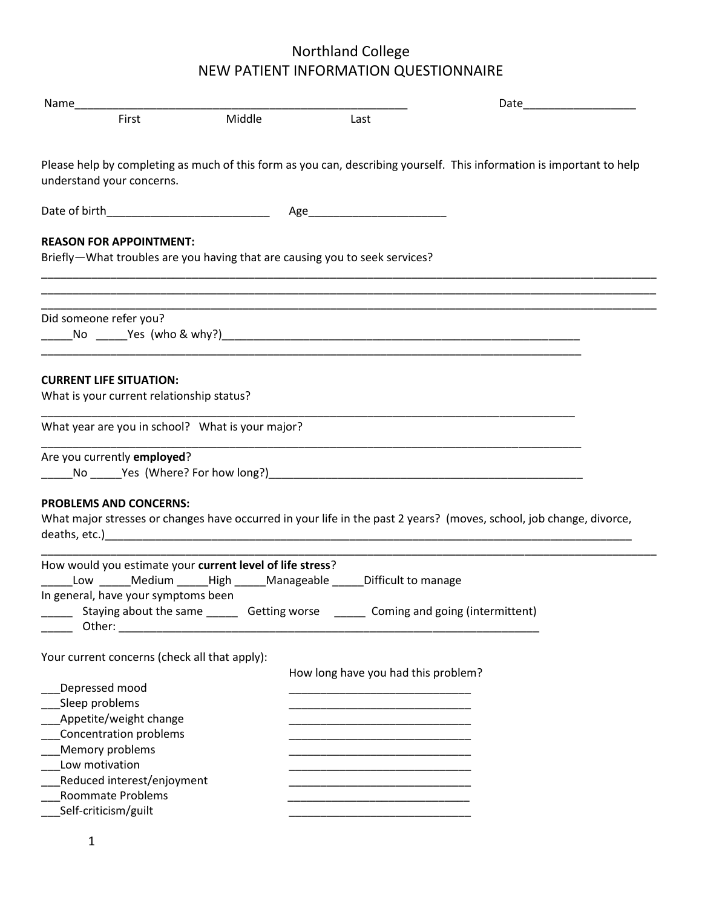# Northland College
## NEW PATIENT INFORMATION QUESTIONNAIRE

Name_____________________________________________________ Date__________________
First Middle Last

Please help by completing as much of this form as you can, describing yourself. This information is important to help understand your concerns.

Date of birth__________________________ Age______________________

**REASON FOR APPOINTMENT:**

Briefly—What troubles are you having that are causing you to seek services?

_______________________________________________________________________________________

_______________________________________________________________________________________

_______________________________________________________________________________________

Did someone refer you?

_____No _____Yes (who & why?)_____________________________________________________________

_______________________________________________________________________________________

**CURRENT LIFE SITUATION:**

What is your current relationship status?

_______________________________________________________________________________________

What year are you in school? What is your major?

_______________________________________________________________________________________

Are you currently **employed**?

_____No _____Yes (Where? For how long?)___________________________________________________

**PROBLEMS AND CONCERNS:**

What major stresses or changes have occurred in your life in the past 2 years? (moves, school, job change, divorce, deaths, etc.)_____________________________________________________________________________

_______________________________________________________________________________________

How would you estimate your **current level of life stress**?

_____Low _____Medium _____High _____Manageable _____Difficult to manage

In general, have your symptoms been

_____ Staying about the same _____ Getting worse _____ Coming and going (intermittent)

_____ Other: _______________________________________________________________________

Your current concerns (check all that apply):

| | How long have you had this problem? |
|---|---|
| ___Depressed mood | ______________________________ |
| ___Sleep problems | ______________________________ |
| ___Appetite/weight change | ______________________________ |
| ___Concentration problems | ______________________________ |
| ___Memory problems | ______________________________ |
| ___Low motivation | ______________________________ |
| ___Reduced interest/enjoyment | ______________________________ |
| ___Roommate Problems | ______________________________ |
| ___Self-criticism/guilt | ______________________________ |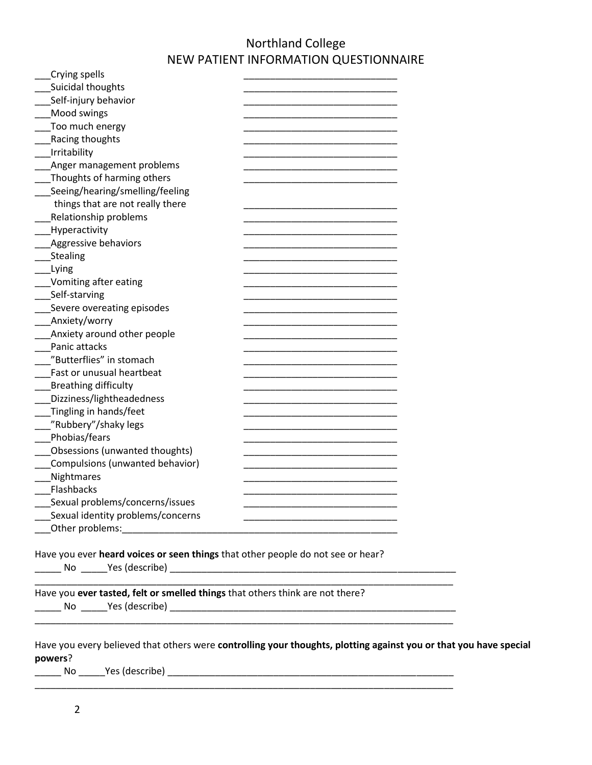# Northland College
## NEW PATIENT INFORMATION QUESTIONNAIRE

___Crying spells ____________________________

___Suicidal thoughts ____________________________

___Self-injury behavior ____________________________

___Mood swings ____________________________

___Too much energy ____________________________

___Racing thoughts ____________________________

___Irritability ____________________________

___Anger management problems ____________________________

___Thoughts of harming others ____________________________

___Seeing/hearing/smelling/feeling things that are not really there ____________________________

___Relationship problems ____________________________

___Hyperactivity ____________________________

___Aggressive behaviors ____________________________

___Stealing ____________________________

___Lying ____________________________

___Vomiting after eating ____________________________

___Self-starving ____________________________

___Severe overeating episodes ____________________________

___Anxiety/worry ____________________________

___Anxiety around other people ____________________________

___Panic attacks ____________________________

___"Butterflies" in stomach ____________________________

___Fast or unusual heartbeat ____________________________

___Breathing difficulty ____________________________

___Dizziness/lightheadedness ____________________________

___Tingling in hands/feet ____________________________

___"Rubbery"/shaky legs ____________________________

___Phobias/fears ____________________________

___Obsessions (unwanted thoughts) ____________________________

___Compulsions (unwanted behavior) ____________________________

___Nightmares ____________________________

___Flashbacks ____________________________

___Sexual problems/concerns/issues ____________________________

___Sexual identity problems/concerns ____________________________

___Other problems:____________________________________________________

Have you ever **heard voices or seen things** that other people do not see or hear?

_____ No _____Yes (describe) ________________________________________________________

_________________________________________________________________________________

Have you **ever tasted, felt or smelled things** that others think are not there?

_____ No _____Yes (describe) ________________________________________________________

_________________________________________________________________________________

Have you every believed that others were **controlling your thoughts, plotting against you or that you have special powers**?

_____ No _____Yes (describe) ________________________________________________________

_________________________________________________________________________________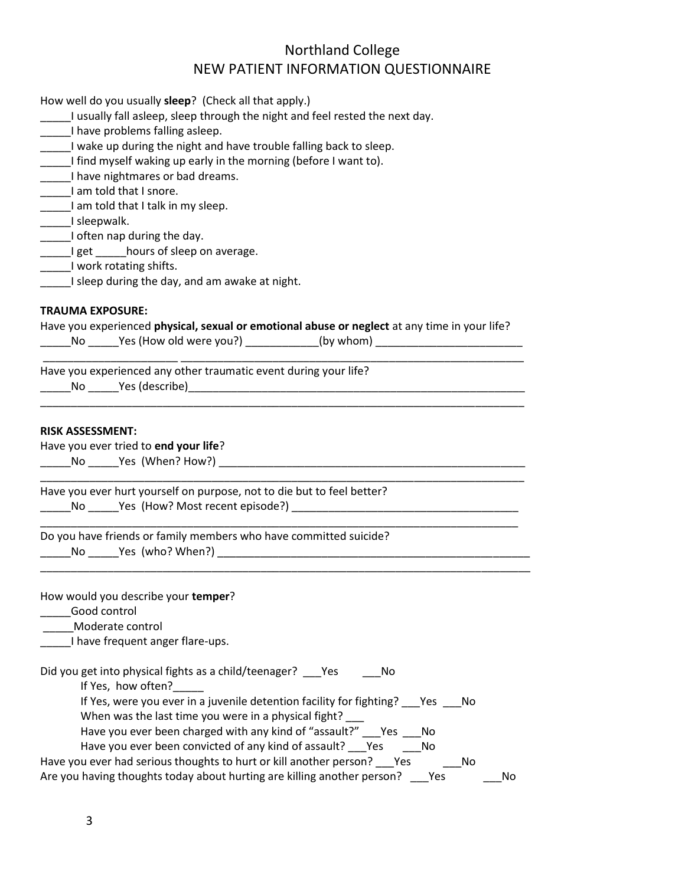# Northland College
## NEW PATIENT INFORMATION QUESTIONNAIRE

How well do you usually **sleep**? (Check all that apply.)

_____I usually fall asleep, sleep through the night and feel rested the next day.
_____I have problems falling asleep.
_____I wake up during the night and have trouble falling back to sleep.
_____I find myself waking up early in the morning (before I want to).
_____I have nightmares or bad dreams.
_____I am told that I snore.
_____I am told that I talk in my sleep.
_____I sleepwalk.
_____I often nap during the day.
_____I get _____hours of sleep on average.
_____I work rotating shifts.
_____I sleep during the day, and am awake at night.

**TRAUMA EXPOSURE:**

Have you experienced **physical, sexual or emotional abuse or neglect** at any time in your life?
_____No _____Yes (How old were you?) ____________(by whom) ________________________
______________________ __________________________________________________________

Have you experienced any other traumatic event during your life?
_____No _____Yes (describe)__________________________________________________________
____________________________________________________________________________________

**RISK ASSESSMENT:**

Have you ever tried to **end your life**?
_____No _____Yes (When? How?) ____________________________________________________
____________________________________________________________________________________

Have you ever hurt yourself on purpose, not to die but to feel better?
_____No _____Yes (How? Most recent episode?) ____________________________________
____________________________________________________________________________________

Do you have friends or family members who have committed suicide?
_____No _____Yes (who? When?) _____________________________________________________
____________________________________________________________________________________

How would you describe your **temper**?
_____Good control
_____Moderate control
_____I have frequent anger flare-ups.

Did you get into physical fights as a child/teenager? ___Yes ___No
    If Yes, how often?_____
    If Yes, were you ever in a juvenile detention facility for fighting? ___Yes ___No
    When was the last time you were in a physical fight? ___
    Have you ever been charged with any kind of "assault?" ___Yes ___No
    Have you ever been convicted of any kind of assault? ___Yes ___No
Have you ever had serious thoughts to hurt or kill another person? ___Yes ___No
Are you having thoughts today about hurting are killing another person? ___Yes ___No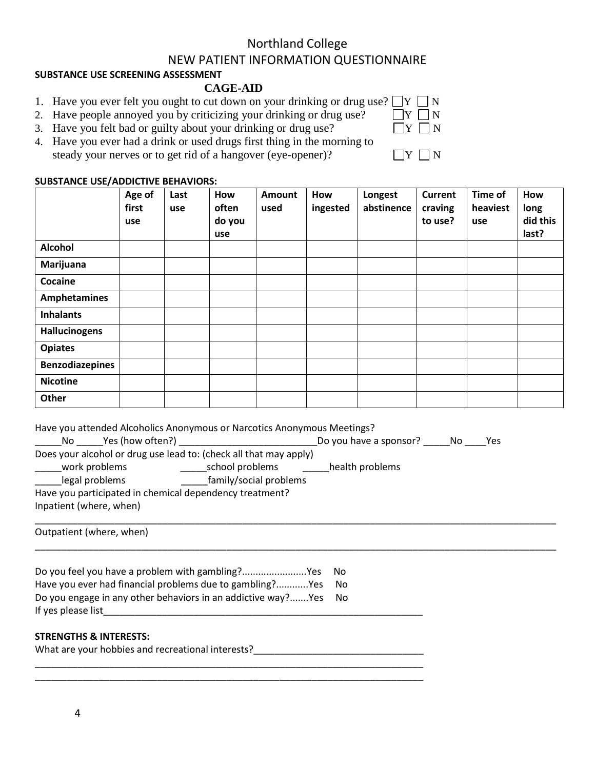Northland College

NEW PATIENT INFORMATION QUESTIONNAIRE

**SUBSTANCE USE SCREENING ASSESSMENT**

**CAGE-AID**

1. Have you ever felt you ought to cut down on your drinking or drug use? ☐Y ☐N
2. Have people annoyed you by criticizing your drinking or drug use? ☐Y ☐N
3. Have you felt bad or guilty about your drinking or drug use? ☐Y ☐N
4. Have you ever had a drink or used drugs first thing in the morning to steady your nerves or to get rid of a hangover (eye-opener)? ☐Y ☐N

**SUBSTANCE USE/ADDICTIVE BEHAVIORS:**

| | Age of first use | Last use | How often do you use | Amount used | How ingested | Longest abstinence | Current craving to use? | Time of heaviest use | How long did this last? |
|---|---|---|---|---|---|---|---|---|---|
| **Alcohol** | | | | | | | | | |
| **Marijuana** | | | | | | | | | |
| **Cocaine** | | | | | | | | | |
| **Amphetamines** | | | | | | | | | |
| **Inhalants** | | | | | | | | | |
| **Hallucinogens** | | | | | | | | | |
| **Opiates** | | | | | | | | | |
| **Benzodiazepines** | | | | | | | | | |
| **Nicotine** | | | | | | | | | |
| **Other** | | | | | | | | | |

Have you attended Alcoholics Anonymous or Narcotics Anonymous Meetings?

_____No _____Yes (how often?) ___________________________Do you have a sponsor? _____No ____Yes

Does your alcohol or drug use lead to: (check all that may apply)

_____work problems _____school problems _____health problems

_____legal problems _____family/social problems

Have you participated in chemical dependency treatment?

Inpatient (where, when)

_____________________________________________________________________________________________

Outpatient (where, when)

_____________________________________________________________________________________________

Do you feel you have a problem with gambling?........................Yes No

Have you ever had financial problems due to gambling?............Yes No

Do you engage in any other behaviors in an addictive way?.......Yes No

If yes please list_______________________________________________________________

**STRENGTHS & INTERESTS:**

What are your hobbies and recreational interests?________________________________

_____________________________________________________________________________

_____________________________________________________________________________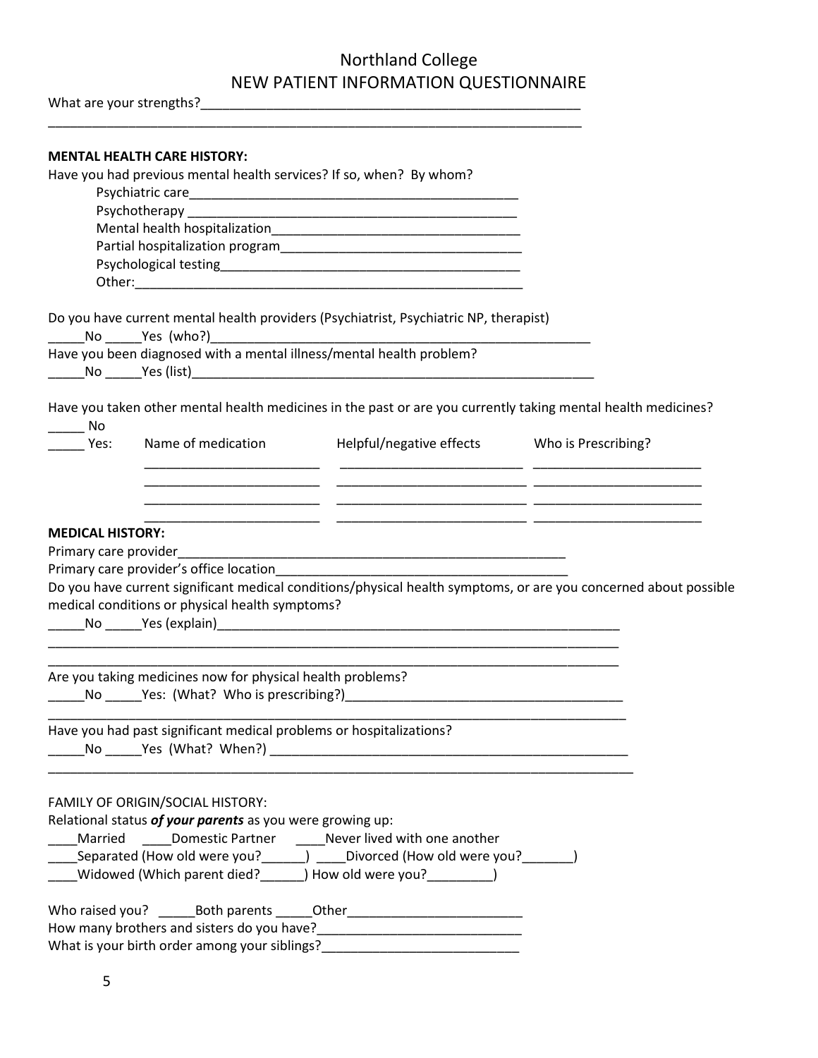# Northland College
## NEW PATIENT INFORMATION QUESTIONNAIRE

What are your strengths?_____________________________________________________

_____________________________________________________________________________

**MENTAL HEALTH CARE HISTORY:**

Have you had previous mental health services? If so, when? By whom?

- Psychiatric care_____________________________________________
- Psychotherapy _____________________________________________
- Mental health hospitalization_________________________________
- Partial hospitalization program_______________________________
- Psychological testing_______________________________________
- Other:____________________________________________________

Do you have current mental health providers (Psychiatrist, Psychiatric NP, therapist)

_____No _____Yes (who?)____________________________________________________

Have you been diagnosed with a mental illness/mental health problem?

_____No _____Yes (list)______________________________________________________

Have you taken other mental health medicines in the past or are you currently taking mental health medicines?

_____ No

| _____ Yes: | Name of medication | Helpful/negative effects | Who is Prescribing? |
|---|---|---|---|
| | ________________________ | _________________________ | _______________________ |
| | ________________________ | _________________________ | _______________________ |
| | ________________________ | _________________________ | _______________________ |
| | ________________________ | _________________________ | _______________________ |

**MEDICAL HISTORY:**

Primary care provider_______________________________________________________

Primary care provider's office location_________________________________________

Do you have current significant medical conditions/physical health symptoms, or are you concerned about possible medical conditions or physical health symptoms?

_____No _____Yes (explain)___________________________________________________

_____________________________________________________________________________

_____________________________________________________________________________

Are you taking medicines now for physical health problems?

_____No _____Yes: (What? Who is prescribing?)_____________________________________

_____________________________________________________________________________

Have you had past significant medical problems or hospitalizations?

_____No _____Yes (What? When?) _____________________________________________

_____________________________________________________________________________

FAMILY OF ORIGIN/SOCIAL HISTORY:

Relational status ***of your parents*** as you were growing up:

____Married ____Domestic Partner ____Never lived with one another

____Separated (How old were you?______) ____Divorced (How old were you?_______)

____Widowed (Which parent died?______) How old were you?_________)

Who raised you? _____Both parents _____Other________________________

How many brothers and sisters do you have?___________________________

What is your birth order among your siblings?__________________________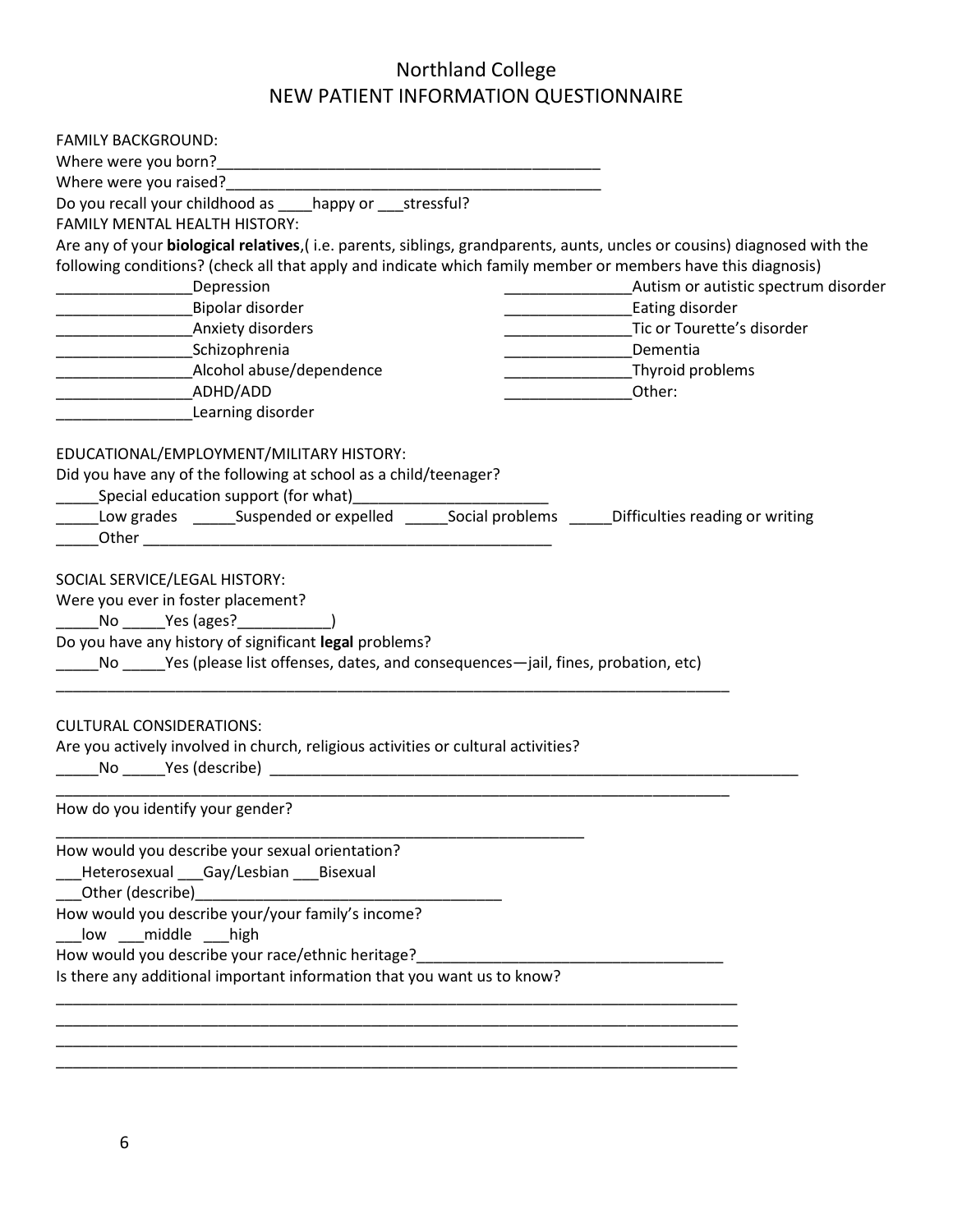# Northland College
# NEW PATIENT INFORMATION QUESTIONNAIRE

FAMILY BACKGROUND:

Where were you born?_____________________________________________

Where were you raised?____________________________________________

Do you recall your childhood as ____happy or ___stressful?

FAMILY MENTAL HEALTH HISTORY:

Are any of your **biological relatives**,( i.e. parents, siblings, grandparents, aunts, uncles or cousins) diagnosed with the following conditions? (check all that apply and indicate which family member or members have this diagnosis)

________________Depression

________________Bipolar disorder

________________Anxiety disorders

________________Schizophrenia

________________Alcohol abuse/dependence

________________ADHD/ADD

________________Learning disorder

_______________Autism or autistic spectrum disorder

_______________Eating disorder

_______________Tic or Tourette's disorder

_______________Dementia

_______________Thyroid problems

_______________Other:

EDUCATIONAL/EMPLOYMENT/MILITARY HISTORY:

Did you have any of the following at school as a child/teenager?

_____Special education support (for what)_______________________

_____Low grades _____Suspended or expelled _____Social problems _____Difficulties reading or writing

_____Other ___________________________________________________

SOCIAL SERVICE/LEGAL HISTORY:

Were you ever in foster placement?

_____No _____Yes (ages?___________)

Do you have any history of significant **legal** problems?

_____No _____Yes (please list offenses, dates, and consequences—jail, fines, probation, etc)

_________________________________________________________________________________

CULTURAL CONSIDERATIONS:

Are you actively involved in church, religious activities or cultural activities?

_____No _____Yes (describe) _________________________________________________________________

_________________________________________________________________________________

How do you identify your gender?

_________________________________________________________________

How would you describe your sexual orientation?

___Heterosexual ___Gay/Lesbian ___Bisexual

___Other (describe)_____________________________________

How would you describe your/your family's income?

___low ___middle ___high

How would you describe your race/ethnic heritage?____________________________________

Is there any additional important information that you want us to know?

_________________________________________________________________________________

_________________________________________________________________________________

_________________________________________________________________________________

_________________________________________________________________________________